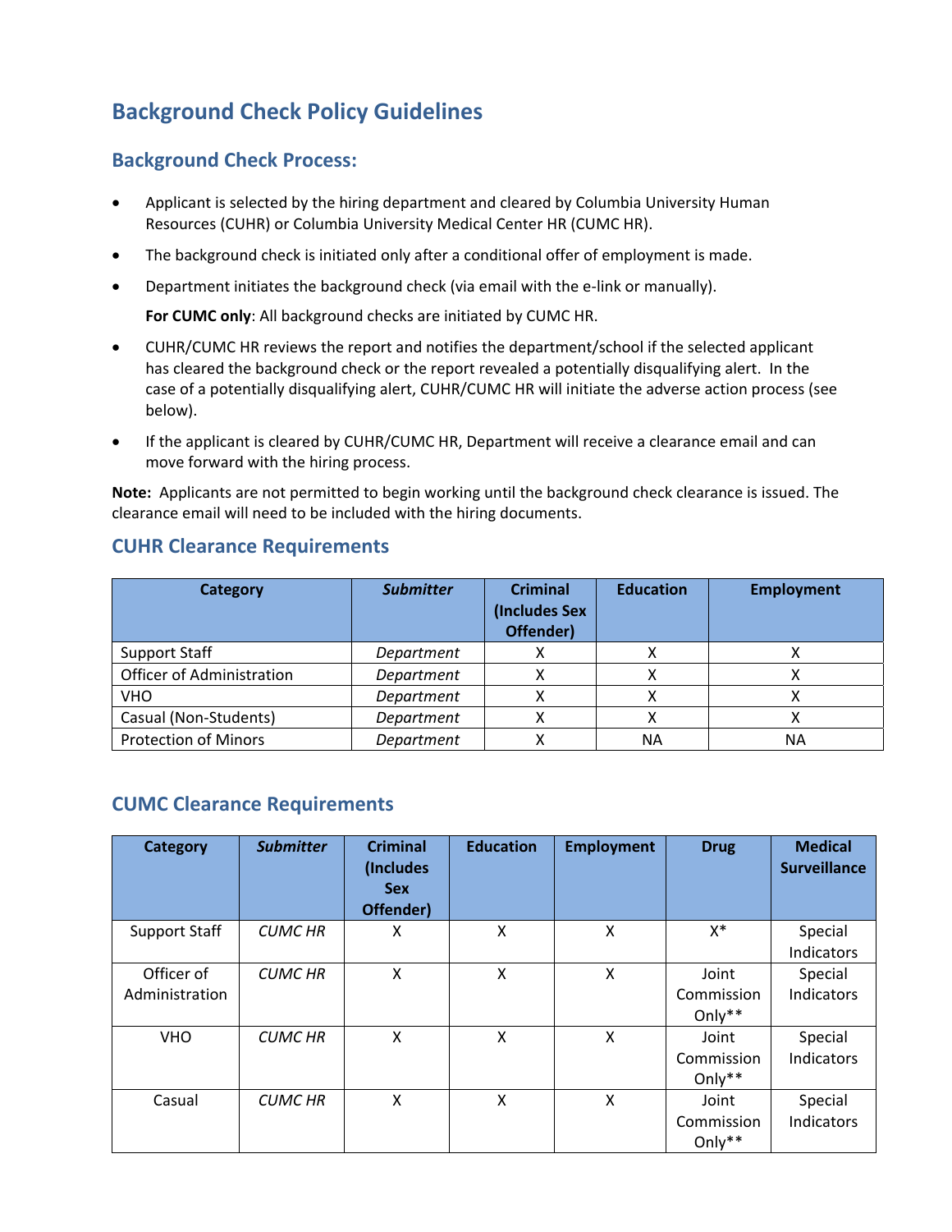# Background Check Policy Guidelines

## Background Check Process:

- Applicant is selected by the hiring department and cleared by Columbia University Human Resources (CUHR) or Columbia University Medical Center HR (CUMC HR).
- The background check is initiated only after a conditional offer of employment is made.
- Department initiates the background check (via email with the e-link or manually).

  **For CUMC only**: All background checks are initiated by CUMC HR.
- CUHR/CUMC HR reviews the report and notifies the department/school if the selected applicant has cleared the background check or the report revealed a potentially disqualifying alert. In the case of a potentially disqualifying alert, CUHR/CUMC HR will initiate the adverse action process (see below).
- If the applicant is cleared by CUHR/CUMC HR, Department will receive a clearance email and can move forward with the hiring process.

**Note:** Applicants are not permitted to begin working until the background check clearance is issued. The clearance email will need to be included with the hiring documents.

## CUHR Clearance Requirements

| Category | *Submitter* | Criminal (Includes Sex Offender) | Education | Employment |
|---|---|---|---|---|
| Support Staff | *Department* | X | X | X |
| Officer of Administration | *Department* | X | X | X |
| VHO | *Department* | X | X | X |
| Casual (Non-Students) | *Department* | X | X | X |
| Protection of Minors | *Department* | X | NA | NA |

## CUMC Clearance Requirements

| Category | *Submitter* | Criminal (Includes Sex Offender) | Education | Employment | Drug | Medical Surveillance |
|---|---|---|---|---|---|---|
| Support Staff | *CUMC HR* | X | X | X | X* | Special Indicators |
| Officer of Administration | *CUMC HR* | X | X | X | Joint Commission Only** | Special Indicators |
| VHO | *CUMC HR* | X | X | X | Joint Commission Only** | Special Indicators |
| Casual | *CUMC HR* | X | X | X | Joint Commission Only** | Special Indicators |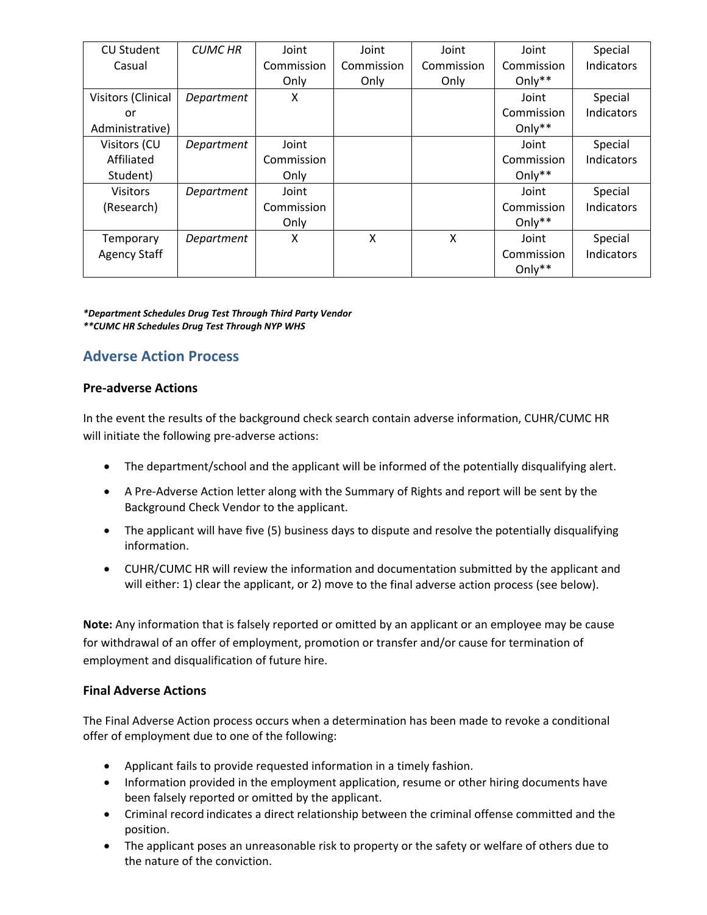| CU Student Casual | *CUMC HR* | Joint Commission Only | Joint Commission Only | Joint Commission Only | Joint Commission Only** | Special Indicators |
|---|---|---|---|---|---|---|
| Visitors (Clinical or Administrative) | *Department* | X | | | Joint Commission Only** | Special Indicators |
| Visitors (CU Affiliated Student) | *Department* | Joint Commission Only | | | Joint Commission Only** | Special Indicators |
| Visitors (Research) | *Department* | Joint Commission Only | | | Joint Commission Only** | Special Indicators |
| Temporary Agency Staff | *Department* | X | X | X | Joint Commission Only** | Special Indicators |

***Department Schedules Drug Test Through Third Party Vendor***
*****CUMC HR Schedules Drug Test Through NYP WHS***

## Adverse Action Process

### Pre-adverse Actions

In the event the results of the background check search contain adverse information, CUHR/CUMC HR will initiate the following pre-adverse actions:

- The department/school and the applicant will be informed of the potentially disqualifying alert.
- A Pre-Adverse Action letter along with the Summary of Rights and report will be sent by the Background Check Vendor to the applicant.
- The applicant will have five (5) business days to dispute and resolve the potentially disqualifying information.
- CUHR/CUMC HR will review the information and documentation submitted by the applicant and will either: 1) clear the applicant, or 2) move to the final adverse action process (see below).

**Note:** Any information that is falsely reported or omitted by an applicant or an employee may be cause for withdrawal of an offer of employment, promotion or transfer and/or cause for termination of employment and disqualification of future hire.

### Final Adverse Actions

The Final Adverse Action process occurs when a determination has been made to revoke a conditional offer of employment due to one of the following:

- Applicant fails to provide requested information in a timely fashion.
- Information provided in the employment application, resume or other hiring documents have been falsely reported or omitted by the applicant.
- Criminal record indicates a direct relationship between the criminal offense committed and the position.
- The applicant poses an unreasonable risk to property or the safety or welfare of others due to the nature of the conviction.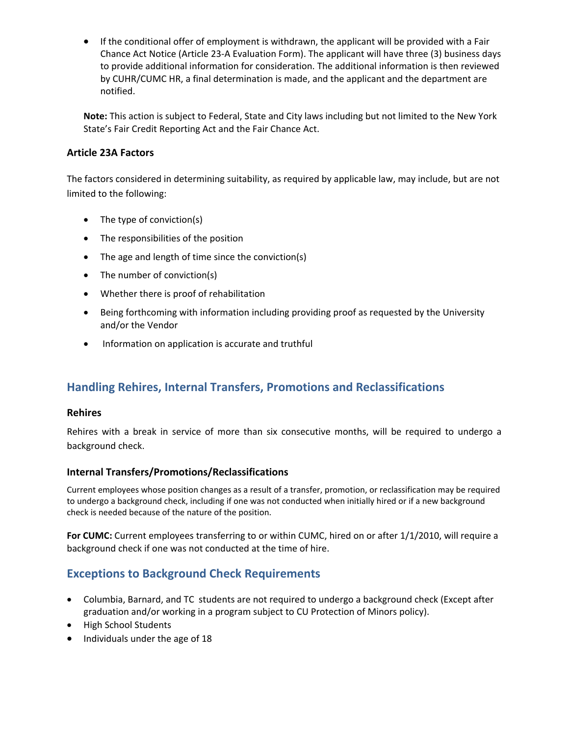- If the conditional offer of employment is withdrawn, the applicant will be provided with a Fair Chance Act Notice (Article 23-A Evaluation Form). The applicant will have three (3) business days to provide additional information for consideration. The additional information is then reviewed by CUHR/CUMC HR, a final determination is made, and the applicant and the department are notified.

**Note:** This action is subject to Federal, State and City laws including but not limited to the New York State's Fair Credit Reporting Act and the Fair Chance Act.

### Article 23A Factors

The factors considered in determining suitability, as required by applicable law, may include, but are not limited to the following:

- The type of conviction(s)
- The responsibilities of the position
- The age and length of time since the conviction(s)
- The number of conviction(s)
- Whether there is proof of rehabilitation
- Being forthcoming with information including providing proof as requested by the University and/or the Vendor
- Information on application is accurate and truthful

## Handling Rehires, Internal Transfers, Promotions and Reclassifications

### Rehires

Rehires with a break in service of more than six consecutive months, will be required to undergo a background check.

### Internal Transfers/Promotions/Reclassifications

Current employees whose position changes as a result of a transfer, promotion, or reclassification may be required to undergo a background check, including if one was not conducted when initially hired or if a new background check is needed because of the nature of the position.

**For CUMC:** Current employees transferring to or within CUMC, hired on or after 1/1/2010, will require a background check if one was not conducted at the time of hire.

## Exceptions to Background Check Requirements

- Columbia, Barnard, and TC students are not required to undergo a background check (Except after graduation and/or working in a program subject to CU Protection of Minors policy).
- High School Students
- Individuals under the age of 18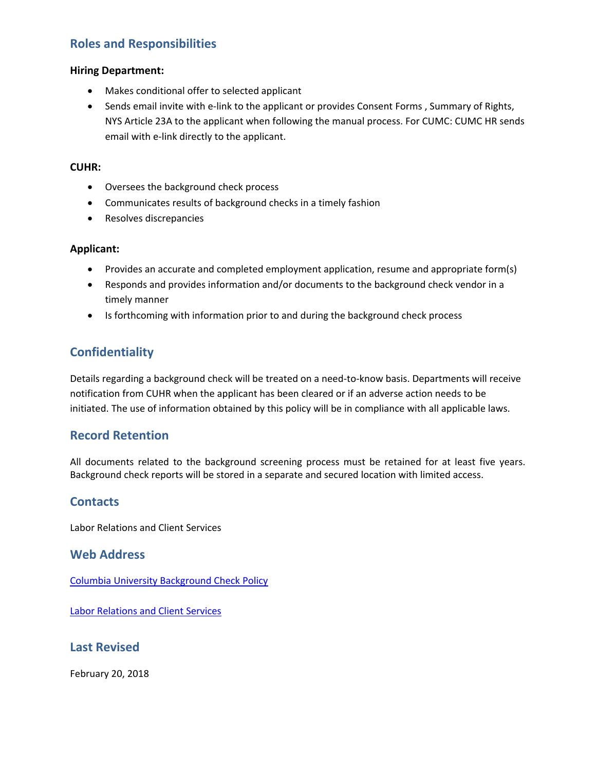## Roles and Responsibilities

**Hiring Department:**

- Makes conditional offer to selected applicant
- Sends email invite with e-link to the applicant or provides Consent Forms , Summary of Rights, NYS Article 23A to the applicant when following the manual process. For CUMC: CUMC HR sends email with e-link directly to the applicant.

**CUHR:**

- Oversees the background check process
- Communicates results of background checks in a timely fashion
- Resolves discrepancies

**Applicant:**

- Provides an accurate and completed employment application, resume and appropriate form(s)
- Responds and provides information and/or documents to the background check vendor in a timely manner
- Is forthcoming with information prior to and during the background check process

## Confidentiality

Details regarding a background check will be treated on a need-to-know basis. Departments will receive notification from CUHR when the applicant has been cleared or if an adverse action needs to be initiated. The use of information obtained by this policy will be in compliance with all applicable laws.

## Record Retention

All documents related to the background screening process must be retained for at least five years. Background check reports will be stored in a separate and secured location with limited access.

## Contacts

Labor Relations and Client Services

## Web Address

Columbia University Background Check Policy

Labor Relations and Client Services

## Last Revised

February 20, 2018